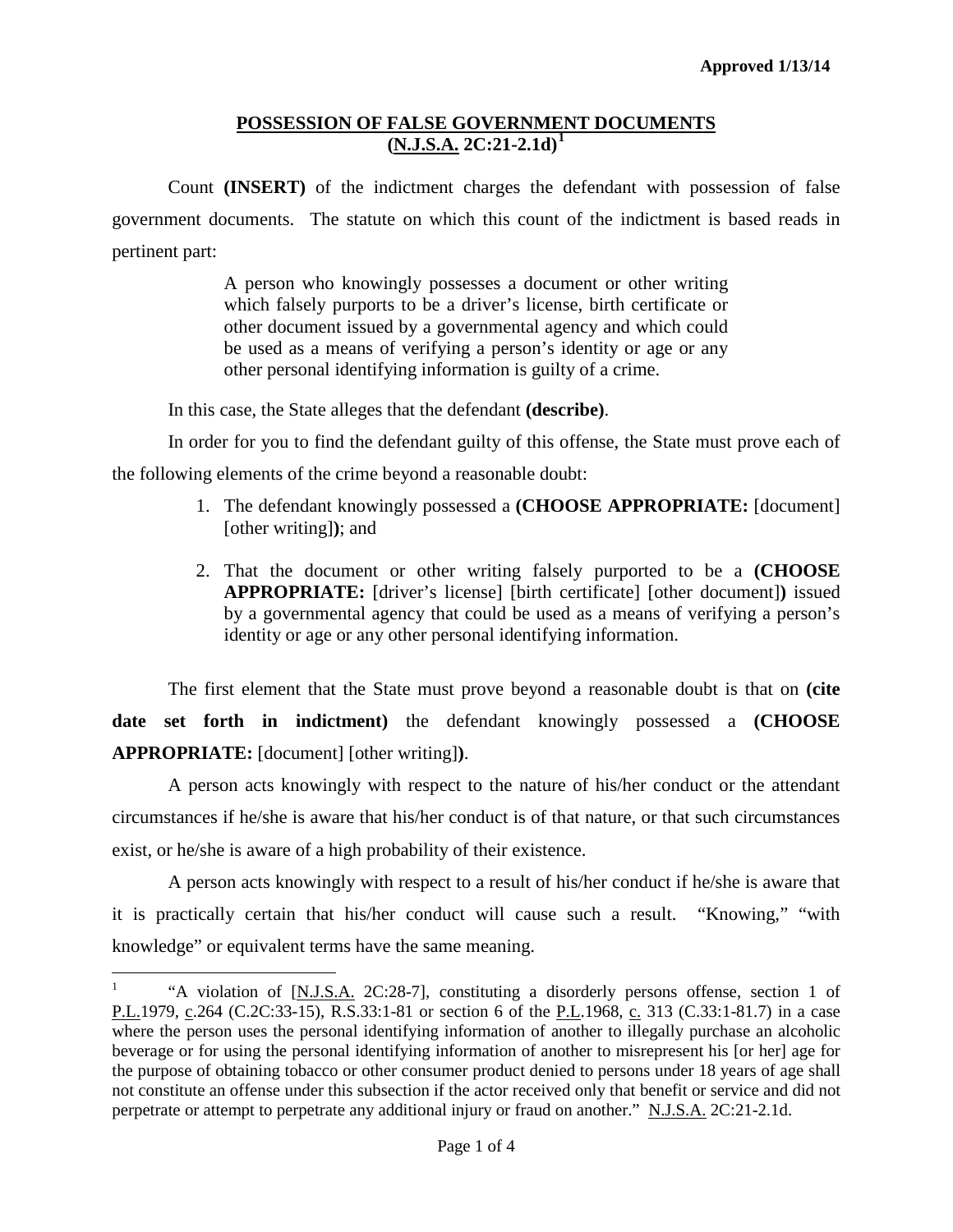**Approved 1/13/14**

# POSSESSION OF FALSE GOVERNMENT DOCUMENTS (N.J.S.A. 2C:21-2.1d)[1]

Count **(INSERT)** of the indictment charges the defendant with possession of false government documents. The statute on which this count of the indictment is based reads in pertinent part:

> A person who knowingly possesses a document or other writing which falsely purports to be a driver's license, birth certificate or other document issued by a governmental agency and which could be used as a means of verifying a person's identity or age or any other personal identifying information is guilty of a crime.

In this case, the State alleges that the defendant **(describe)**.

In order for you to find the defendant guilty of this offense, the State must prove each of the following elements of the crime beyond a reasonable doubt:

1. The defendant knowingly possessed a **(CHOOSE APPROPRIATE:** [document] [other writing]**)**; and

2. That the document or other writing falsely purported to be a **(CHOOSE APPROPRIATE:** [driver's license] [birth certificate] [other document]**)** issued by a governmental agency that could be used as a means of verifying a person's identity or age or any other personal identifying information.

The first element that the State must prove beyond a reasonable doubt is that on **(cite date set forth in indictment)** the defendant knowingly possessed a **(CHOOSE APPROPRIATE:** [document] [other writing]**)**.

A person acts knowingly with respect to the nature of his/her conduct or the attendant circumstances if he/she is aware that his/her conduct is of that nature, or that such circumstances exist, or he/she is aware of a high probability of their existence.

A person acts knowingly with respect to a result of his/her conduct if he/she is aware that it is practically certain that his/her conduct will cause such a result. "Knowing," "with knowledge" or equivalent terms have the same meaning.

---

[1] "A violation of [N.J.S.A. 2C:28-7], constituting a disorderly persons offense, section 1 of P.L.1979, c.264 (C.2C:33-15), R.S.33:1-81 or section 6 of the P.L.1968, c. 313 (C.33:1-81.7) in a case where the person uses the personal identifying information of another to illegally purchase an alcoholic beverage or for using the personal identifying information of another to misrepresent his [or her] age for the purpose of obtaining tobacco or other consumer product denied to persons under 18 years of age shall not constitute an offense under this subsection if the actor received only that benefit or service and did not perpetrate or attempt to perpetrate any additional injury or fraud on another." N.J.S.A. 2C:21-2.1d.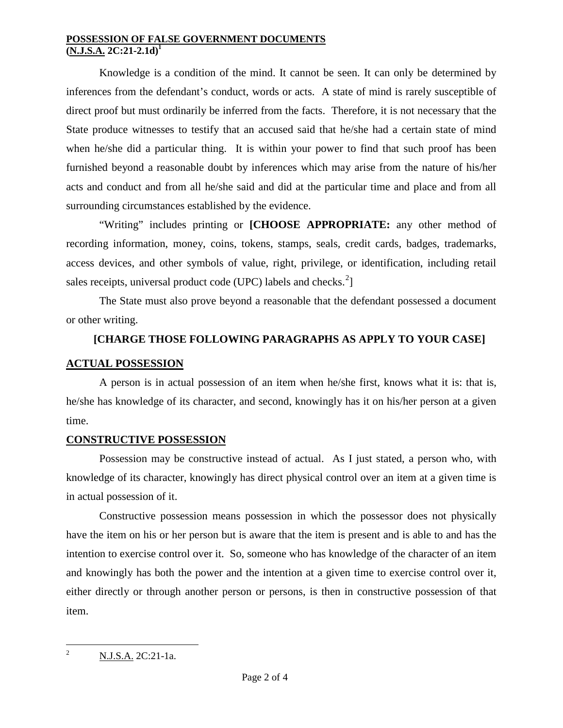Knowledge is a condition of the mind. It cannot be seen. It can only be determined by inferences from the defendant's conduct, words or acts. A state of mind is rarely susceptible of direct proof but must ordinarily be inferred from the facts. Therefore, it is not necessary that the State produce witnesses to testify that an accused said that he/she had a certain state of mind when he/she did a particular thing. It is within your power to find that such proof has been furnished beyond a reasonable doubt by inferences which may arise from the nature of his/her acts and conduct and from all he/she said and did at the particular time and place and from all surrounding circumstances established by the evidence.

"Writing" includes printing or **[CHOOSE APPROPRIATE:** any other method of recording information, money, coins, tokens, stamps, seals, credit cards, badges, trademarks, access devices, and other symbols of value, right, privilege, or identification, including retail sales receipts, universal product code (UPC) labels and checks.[2]]

The State must also prove beyond a reasonable that the defendant possessed a document or other writing.

**[CHARGE THOSE FOLLOWING PARAGRAPHS AS APPLY TO YOUR CASE]**

## ACTUAL POSSESSION

A person is in actual possession of an item when he/she first, knows what it is: that is, he/she has knowledge of its character, and second, knowingly has it on his/her person at a given time.

## CONSTRUCTIVE POSSESSION

Possession may be constructive instead of actual. As I just stated, a person who, with knowledge of its character, knowingly has direct physical control over an item at a given time is in actual possession of it.

Constructive possession means possession in which the possessor does not physically have the item on his or her person but is aware that the item is present and is able to and has the intention to exercise control over it. So, someone who has knowledge of the character of an item and knowingly has both the power and the intention at a given time to exercise control over it, either directly or through another person or persons, is then in constructive possession of that item.

---

[2] N.J.S.A. 2C:21-1a.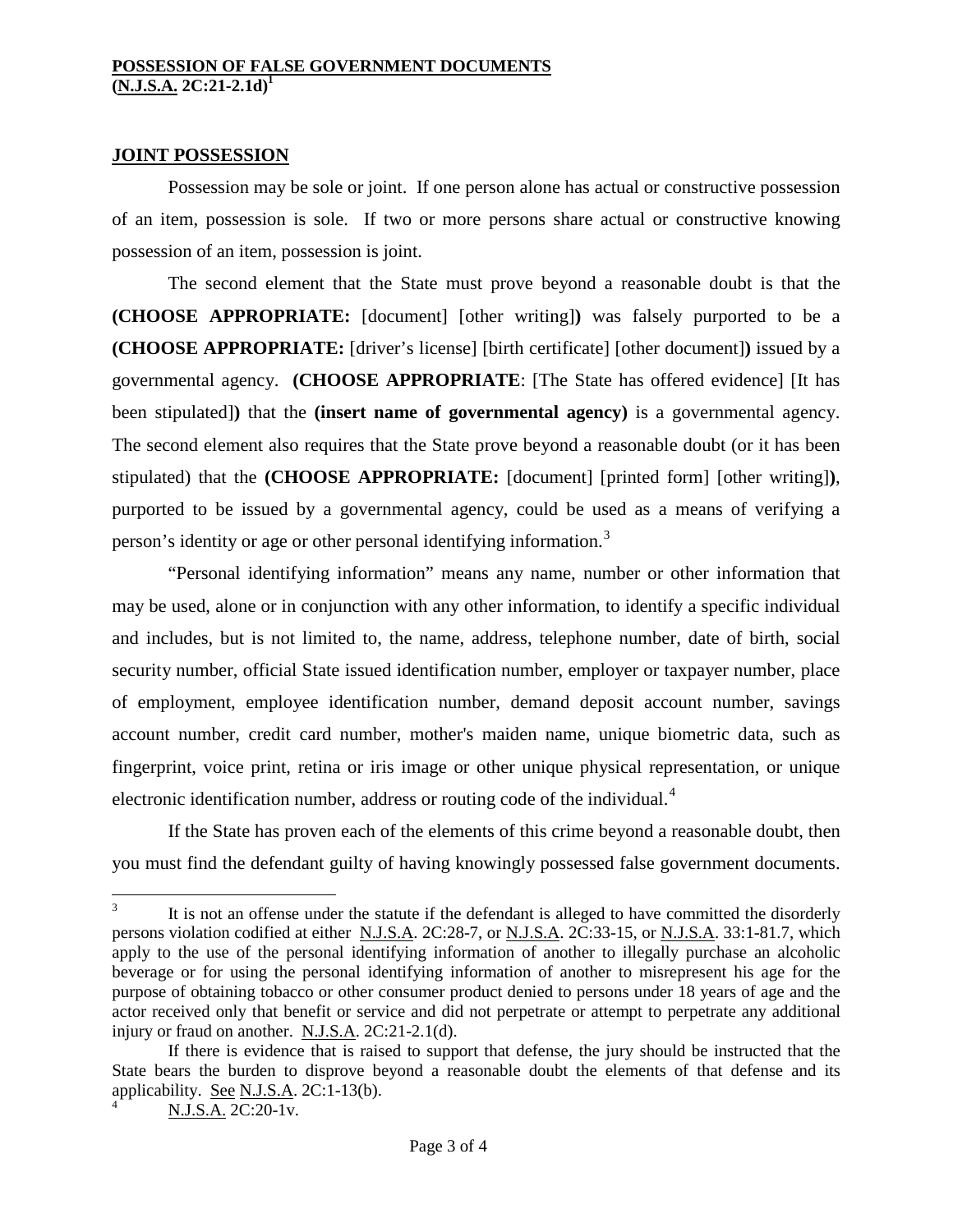**POSSESSION OF FALSE GOVERNMENT DOCUMENTS**
**(N.J.S.A. 2C:21-2.1d)**[1]

## JOINT POSSESSION

Possession may be sole or joint. If one person alone has actual or constructive possession of an item, possession is sole. If two or more persons share actual or constructive knowing possession of an item, possession is joint.

The second element that the State must prove beyond a reasonable doubt is that the **(CHOOSE APPROPRIATE:** [document] [other writing]**)** was falsely purported to be a **(CHOOSE APPROPRIATE:** [driver's license] [birth certificate] [other document]**)** issued by a governmental agency. **(CHOOSE APPROPRIATE**: [The State has offered evidence] [It has been stipulated]**)** that the **(insert name of governmental agency)** is a governmental agency. The second element also requires that the State prove beyond a reasonable doubt (or it has been stipulated) that the **(CHOOSE APPROPRIATE:** [document] [printed form] [other writing]**)**, purported to be issued by a governmental agency, could be used as a means of verifying a person's identity or age or other personal identifying information.[3]

"Personal identifying information" means any name, number or other information that may be used, alone or in conjunction with any other information, to identify a specific individual and includes, but is not limited to, the name, address, telephone number, date of birth, social security number, official State issued identification number, employer or taxpayer number, place of employment, employee identification number, demand deposit account number, savings account number, credit card number, mother's maiden name, unique biometric data, such as fingerprint, voice print, retina or iris image or other unique physical representation, or unique electronic identification number, address or routing code of the individual.[4]

If the State has proven each of the elements of this crime beyond a reasonable doubt, then you must find the defendant guilty of having knowingly possessed false government documents.

---

[3] It is not an offense under the statute if the defendant is alleged to have committed the disorderly persons violation codified at either N.J.S.A. 2C:28-7, or N.J.S.A. 2C:33-15, or N.J.S.A. 33:1-81.7, which apply to the use of the personal identifying information of another to illegally purchase an alcoholic beverage or for using the personal identifying information of another to misrepresent his age for the purpose of obtaining tobacco or other consumer product denied to persons under 18 years of age and the actor received only that benefit or service and did not perpetrate or attempt to perpetrate any additional injury or fraud on another. N.J.S.A. 2C:21-2.1(d).

If there is evidence that is raised to support that defense, the jury should be instructed that the State bears the burden to disprove beyond a reasonable doubt the elements of that defense and its applicability. See N.J.S.A. 2C:1-13(b).

[4] N.J.S.A. 2C:20-1v.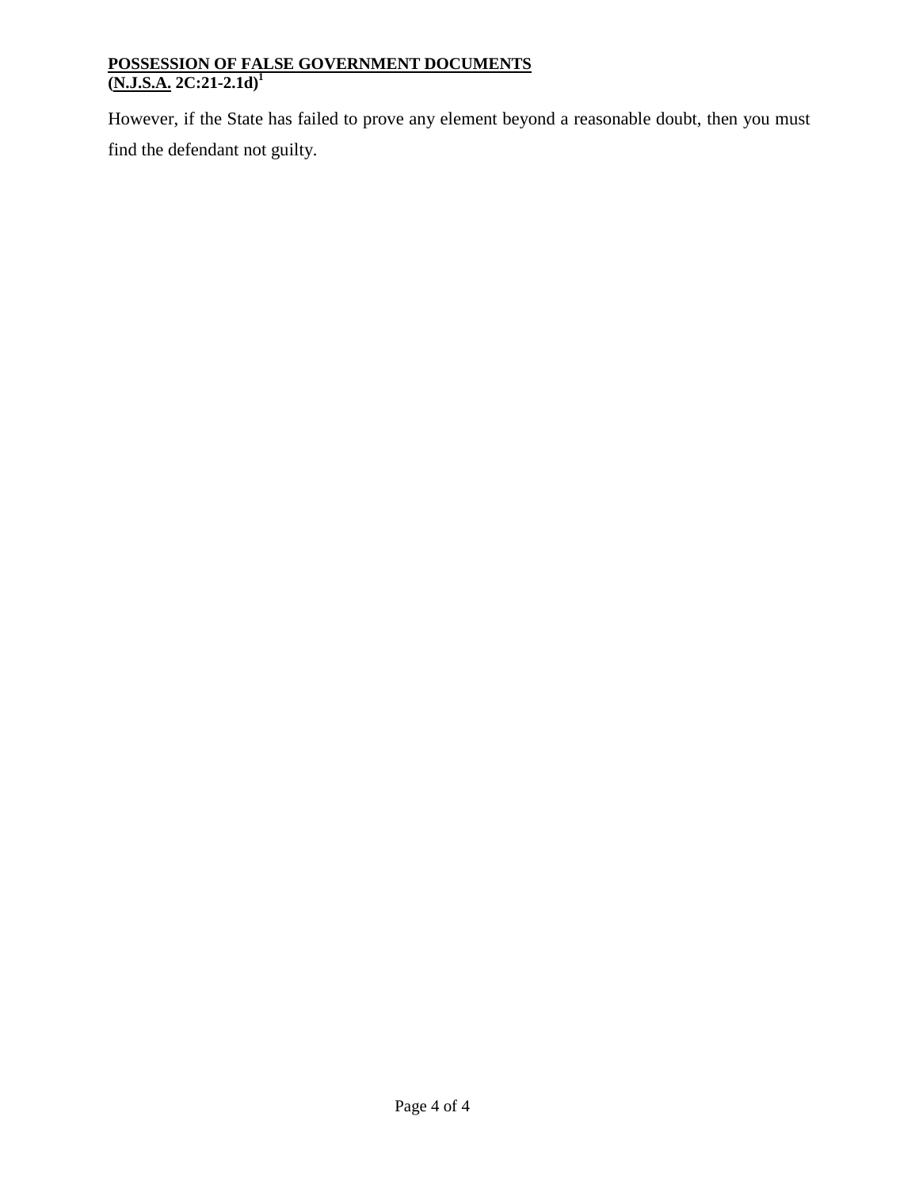However, if the State has failed to prove any element beyond a reasonable doubt, then you must find the defendant not guilty.